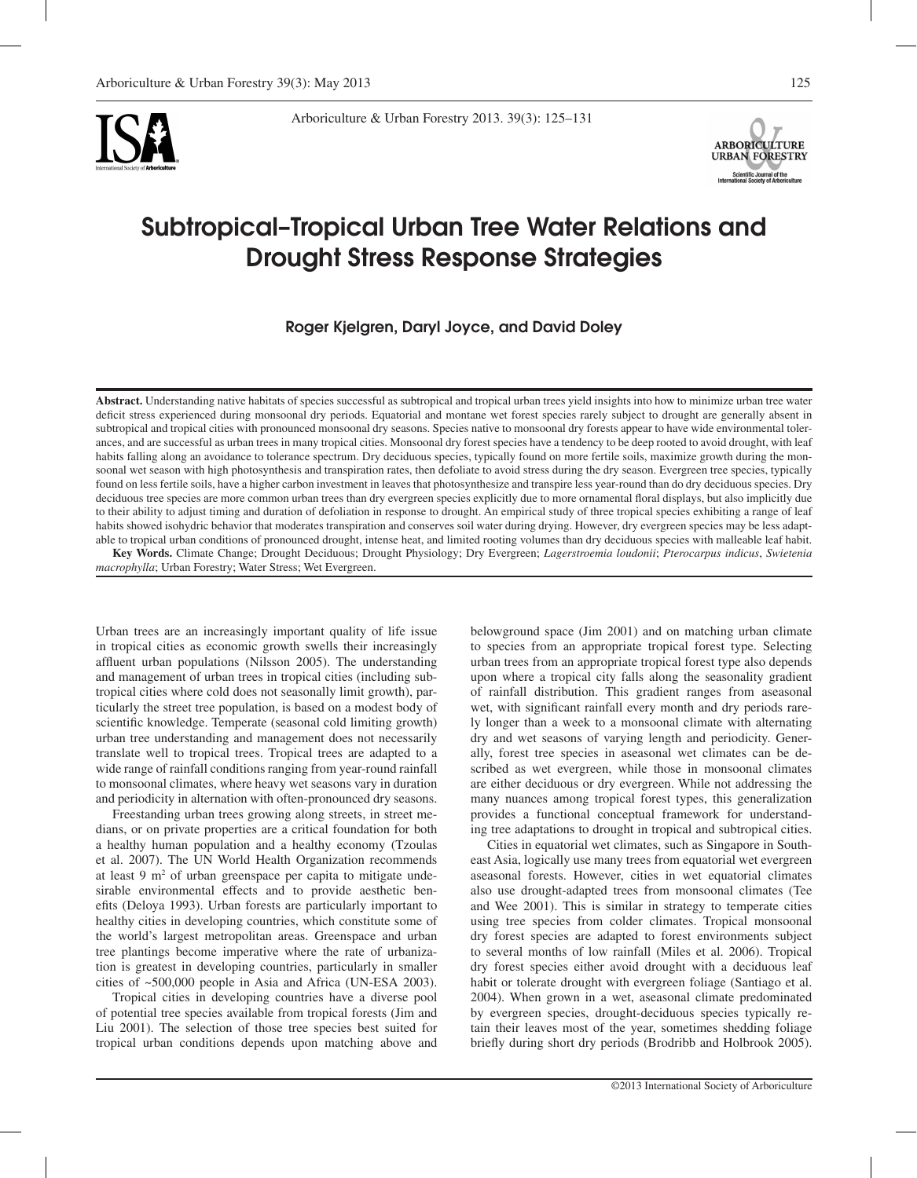# Subtropical–Tropical Urban Tree Water Relations and Drought Stress Response Strategies

**Roger Kjelgren, Daryl Joyce, and David Doley**

**Abstract.** Understanding native habitats of species successful as subtropical and tropical urban trees yield insights into how to minimize urban tree water deficit stress experienced during monsoonal dry periods. Equatorial and montane wet forest species rarely subject to drought are generally absent in subtropical and tropical cities with pronounced monsoonal dry seasons. Species native to monsoonal dry forests appear to have wide environmental tolerances, and are successful as urban trees in many tropical cities. Monsoonal dry forest species have a tendency to be deep rooted to avoid drought, with leaf habits falling along an avoidance to tolerance spectrum. Dry deciduous species, typically found on more fertile soils, maximize growth during the monsoonal wet season with high photosynthesis and transpiration rates, then defoliate to avoid stress during the dry season. Evergreen tree species, typically found on less fertile soils, have a higher carbon investment in leaves that photosynthesize and transpire less year-round than do dry deciduous species. Dry deciduous tree species are more common urban trees than dry evergreen species explicitly due to more ornamental floral displays, but also implicitly due to their ability to adjust timing and duration of defoliation in response to drought. An empirical study of three tropical species exhibiting a range of leaf habits showed isohydric behavior that moderates transpiration and conserves soil water during drying. However, dry evergreen species may be less adaptable to tropical urban conditions of pronounced drought, intense heat, and limited rooting volumes than dry deciduous species with malleable leaf habit.

**Key Words.** Climate Change; Drought Deciduous; Drought Physiology; Dry Evergreen; *Lagerstroemia loudonii*; *Pterocarpus indicus*, *Swietenia macrophylla*; Urban Forestry; Water Stress; Wet Evergreen.

Urban trees are an increasingly important quality of life issue in tropical cities as economic growth swells their increasingly affluent urban populations (Nilsson 2005). The understanding and management of urban trees in tropical cities (including subtropical cities where cold does not seasonally limit growth), particularly the street tree population, is based on a modest body of scientific knowledge. Temperate (seasonal cold limiting growth) urban tree understanding and management does not necessarily translate well to tropical trees. Tropical trees are adapted to a wide range of rainfall conditions ranging from year-round rainfall to monsoonal climates, where heavy wet seasons vary in duration and periodicity in alternation with often-pronounced dry seasons.

Freestanding urban trees growing along streets, in street medians, or on private properties are a critical foundation for both a healthy human population and a healthy economy (Tzoulas et al. 2007). The UN World Health Organization recommends at least 9 $m^2$ of urban greenspace per capita to mitigate undesirable environmental effects and to provide aesthetic benefits (Deloya 1993). Urban forests are particularly important to healthy cities in developing countries, which constitute some of the world's largest metropolitan areas. Greenspace and urban tree plantings become imperative where the rate of urbanization is greatest in developing countries, particularly in smaller cities of ~500,000 people in Asia and Africa (UN-ESA 2003).

Tropical cities in developing countries have a diverse pool of potential tree species available from tropical forests (Jim and Liu 2001). The selection of those tree species best suited for tropical urban conditions depends upon matching above and belowground space (Jim 2001) and on matching urban climate to species from an appropriate tropical forest type. Selecting urban trees from an appropriate tropical forest type also depends upon where a tropical city falls along the seasonality gradient of rainfall distribution. This gradient ranges from aseasonal wet, with significant rainfall every month and dry periods rarely longer than a week to a monsoonal climate with alternating dry and wet seasons of varying length and periodicity. Generally, forest tree species in aseasonal wet climates can be described as wet evergreen, while those in monsoonal climates are either deciduous or dry evergreen. While not addressing the many nuances among tropical forest types, this generalization provides a functional conceptual framework for understanding tree adaptations to drought in tropical and subtropical cities.

Cities in equatorial wet climates, such as Singapore in Southeast Asia, logically use many trees from equatorial wet evergreen aseasonal forests. However, cities in wet equatorial climates also use drought-adapted trees from monsoonal climates (Tee and Wee 2001). This is similar in strategy to temperate cities using tree species from colder climates. Tropical monsoonal dry forest species are adapted to forest environments subject to several months of low rainfall (Miles et al. 2006). Tropical dry forest species either avoid drought with a deciduous leaf habit or tolerate drought with evergreen foliage (Santiago et al. 2004). When grown in a wet, aseasonal climate predominated by evergreen species, drought-deciduous species typically retain their leaves most of the year, sometimes shedding foliage briefly during short dry periods (Brodribb and Holbrook 2005).

©2013 International Society of Arboriculture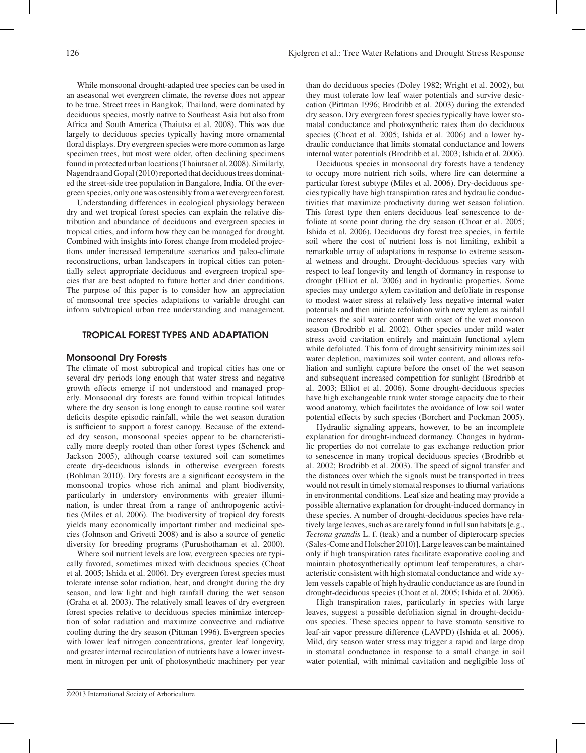While monsoonal drought-adapted tree species can be used in an aseasonal wet evergreen climate, the reverse does not appear to be true. Street trees in Bangkok, Thailand, were dominated by deciduous species, mostly native to Southeast Asia but also from Africa and South America (Thaiutsa et al. 2008). This was due largely to deciduous species typically having more ornamental floral displays. Dry evergreen species were more common as large specimen trees, but most were older, often declining specimens found in protected urban locations (Thaiutsa et al. 2008). Similarly, Nagendra and Gopal (2010) reported that deciduous trees dominated the street-side tree population in Bangalore, India. Of the evergreen species, only one was ostensibly from a wet evergreen forest.

Understanding differences in ecological physiology between dry and wet tropical forest species can explain the relative distribution and abundance of deciduous and evergreen species in tropical cities, and inform how they can be managed for drought. Combined with insights into forest change from modeled projections under increased temperature scenarios and paleo-climate reconstructions, urban landscapers in tropical cities can potentially select appropriate deciduous and evergreen tropical species that are best adapted to future hotter and drier conditions. The purpose of this paper is to consider how an appreciation of monsoonal tree species adaptations to variable drought can inform sub/tropical urban tree understanding and management.

## TROPICAL FOREST TYPES AND ADAPTATION

### Monsoonal Dry Forests

The climate of most subtropical and tropical cities has one or several dry periods long enough that water stress and negative growth effects emerge if not understood and managed properly. Monsoonal dry forests are found within tropical latitudes where the dry season is long enough to cause routine soil water deficits despite episodic rainfall, while the wet season duration is sufficient to support a forest canopy. Because of the extended dry season, monsoonal species appear to be characteristically more deeply rooted than other forest types (Schenck and Jackson 2005), although coarse textured soil can sometimes create dry-deciduous islands in otherwise evergreen forests (Bohlman 2010). Dry forests are a significant ecosystem in the monsoonal tropics whose rich animal and plant biodiversity, particularly in understory environments with greater illumination, is under threat from a range of anthropogenic activities (Miles et al. 2006). The biodiversity of tropical dry forests yields many economically important timber and medicinal species (Johnson and Grivetti 2008) and is also a source of genetic diversity for breeding programs (Purushothaman et al. 2000).

Where soil nutrient levels are low, evergreen species are typically favored, sometimes mixed with deciduous species (Choat et al. 2005; Ishida et al. 2006). Dry evergreen forest species must tolerate intense solar radiation, heat, and drought during the dry season, and low light and high rainfall during the wet season (Graha et al. 2003). The relatively small leaves of dry evergreen forest species relative to deciduous species minimize interception of solar radiation and maximize convective and radiative cooling during the dry season (Pittman 1996). Evergreen species with lower leaf nitrogen concentrations, greater leaf longevity, and greater internal recirculation of nutrients have a lower investment in nitrogen per unit of photosynthetic machinery per year than do deciduous species (Doley 1982; Wright et al. 2002), but they must tolerate low leaf water potentials and survive desiccation (Pittman 1996; Brodribb et al. 2003) during the extended dry season. Dry evergreen forest species typically have lower stomatal conductance and photosynthetic rates than do deciduous species (Choat et al. 2005; Ishida et al. 2006) and a lower hydraulic conductance that limits stomatal conductance and lowers internal water potentials (Brodribb et al. 2003; Ishida et al. 2006).

Deciduous species in monsoonal dry forests have a tendency to occupy more nutrient rich soils, where fire can determine a particular forest subtype (Miles et al. 2006). Dry-deciduous species typically have high transpiration rates and hydraulic conductivities that maximize productivity during wet season foliation. This forest type then enters deciduous leaf senescence to defoliate at some point during the dry season (Choat et al. 2005; Ishida et al. 2006). Deciduous dry forest tree species, in fertile soil where the cost of nutrient loss is not limiting, exhibit a remarkable array of adaptations in response to extreme seasonal wetness and drought. Drought-deciduous species vary with respect to leaf longevity and length of dormancy in response to drought (Elliot et al. 2006) and in hydraulic properties. Some species may undergo xylem cavitation and defoliate in response to modest water stress at relatively less negative internal water potentials and then initiate refoliation with new xylem as rainfall increases the soil water content with onset of the wet monsoon season (Brodribb et al. 2002). Other species under mild water stress avoid cavitation entirely and maintain functional xylem while defoliated. This form of drought sensitivity minimizes soil water depletion, maximizes soil water content, and allows refoliation and sunlight capture before the onset of the wet season and subsequent increased competition for sunlight (Brodribb et al. 2003; Elliot et al. 2006). Some drought-deciduous species have high exchangeable trunk water storage capacity due to their wood anatomy, which facilitates the avoidance of low soil water potential effects by such species (Borchert and Pockman 2005).

Hydraulic signaling appears, however, to be an incomplete explanation for drought-induced dormancy. Changes in hydraulic properties do not correlate to gas exchange reduction prior to senescence in many tropical deciduous species (Brodribb et al. 2002; Brodribb et al. 2003). The speed of signal transfer and the distances over which the signals must be transported in trees would not result in timely stomatal responses to diurnal variations in environmental conditions. Leaf size and heating may provide a possible alternative explanation for drought-induced dormancy in these species. A number of drought-deciduous species have relatively large leaves, such as are rarely found in full sun habitats [e.g., *Tectona grandis* L. f. (teak) and a number of dipterocarp species (Sales-Come and Holscher 2010)]. Large leaves can be maintained only if high transpiration rates facilitate evaporative cooling and maintain photosynthetically optimum leaf temperatures, a characteristic consistent with high stomatal conductance and wide xylem vessels capable of high hydraulic conductance as are found in drought-deciduous species (Choat et al. 2005; Ishida et al. 2006).

High transpiration rates, particularly in species with large leaves, suggest a possible defoliation signal in drought-deciduous species. These species appear to have stomata sensitive to leaf-air vapor pressure difference (LAVPD) (Ishida et al. 2006). Mild, dry season water stress may trigger a rapid and large drop in stomatal conductance in response to a small change in soil water potential, with minimal cavitation and negligible loss of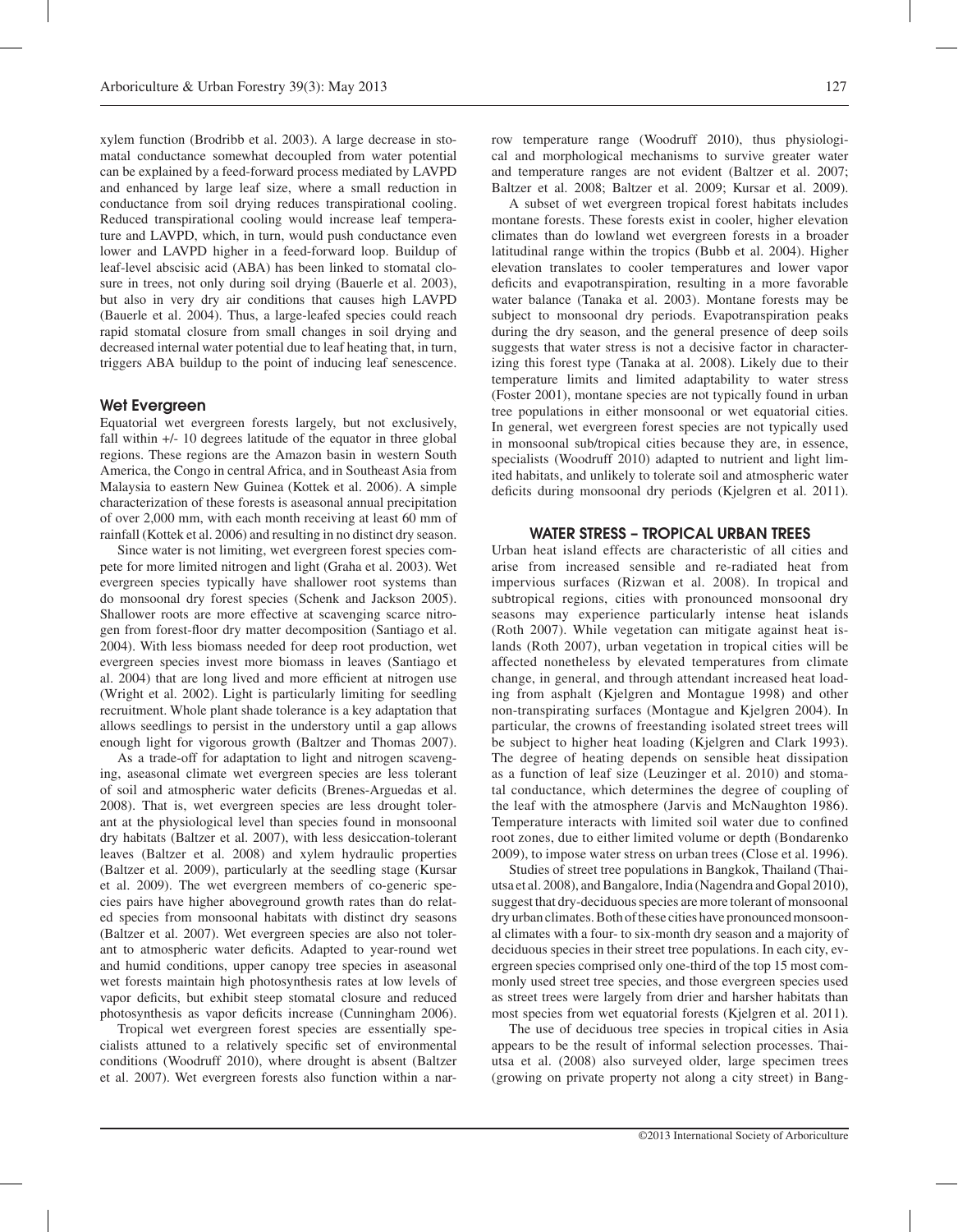xylem function (Brodribb et al. 2003). A large decrease in stomatal conductance somewhat decoupled from water potential can be explained by a feed-forward process mediated by LAVPD and enhanced by large leaf size, where a small reduction in conductance from soil drying reduces transpirational cooling. Reduced transpirational cooling would increase leaf temperature and LAVPD, which, in turn, would push conductance even lower and LAVPD higher in a feed-forward loop. Buildup of leaf-level abscisic acid (ABA) has been linked to stomatal closure in trees, not only during soil drying (Bauerle et al. 2003), but also in very dry air conditions that causes high LAVPD (Bauerle et al. 2004). Thus, a large-leafed species could reach rapid stomatal closure from small changes in soil drying and decreased internal water potential due to leaf heating that, in turn, triggers ABA buildup to the point of inducing leaf senescence.

### Wet Evergreen

Equatorial wet evergreen forests largely, but not exclusively, fall within +/- 10 degrees latitude of the equator in three global regions. These regions are the Amazon basin in western South America, the Congo in central Africa, and in Southeast Asia from Malaysia to eastern New Guinea (Kottek et al. 2006). A simple characterization of these forests is aseasonal annual precipitation of over 2,000 mm, with each month receiving at least 60 mm of rainfall (Kottek et al. 2006) and resulting in no distinct dry season.

Since water is not limiting, wet evergreen forest species compete for more limited nitrogen and light (Graha et al. 2003). Wet evergreen species typically have shallower root systems than do monsoonal dry forest species (Schenk and Jackson 2005). Shallower roots are more effective at scavenging scarce nitrogen from forest-floor dry matter decomposition (Santiago et al. 2004). With less biomass needed for deep root production, wet evergreen species invest more biomass in leaves (Santiago et al. 2004) that are long lived and more efficient at nitrogen use (Wright et al. 2002). Light is particularly limiting for seedling recruitment. Whole plant shade tolerance is a key adaptation that allows seedlings to persist in the understory until a gap allows enough light for vigorous growth (Baltzer and Thomas 2007).

As a trade-off for adaptation to light and nitrogen scavenging, aseasonal climate wet evergreen species are less tolerant of soil and atmospheric water deficits (Brenes-Arguedas et al. 2008). That is, wet evergreen species are less drought tolerant at the physiological level than species found in monsoonal dry habitats (Baltzer et al. 2007), with less desiccation-tolerant leaves (Baltzer et al. 2008) and xylem hydraulic properties (Baltzer et al. 2009), particularly at the seedling stage (Kursar et al. 2009). The wet evergreen members of co-generic species pairs have higher aboveground growth rates than do related species from monsoonal habitats with distinct dry seasons (Baltzer et al. 2007). Wet evergreen species are also not tolerant to atmospheric water deficits. Adapted to year-round wet and humid conditions, upper canopy tree species in aseasonal wet forests maintain high photosynthesis rates at low levels of vapor deficits, but exhibit steep stomatal closure and reduced photosynthesis as vapor deficits increase (Cunningham 2006).

Tropical wet evergreen forest species are essentially specialists attuned to a relatively specific set of environmental conditions (Woodruff 2010), where drought is absent (Baltzer et al. 2007). Wet evergreen forests also function within a narrow temperature range (Woodruff 2010), thus physiological and morphological mechanisms to survive greater water and temperature ranges are not evident (Baltzer et al. 2007; Baltzer et al. 2008; Baltzer et al. 2009; Kursar et al. 2009).

A subset of wet evergreen tropical forest habitats includes montane forests. These forests exist in cooler, higher elevation climates than do lowland wet evergreen forests in a broader latitudinal range within the tropics (Bubb et al. 2004). Higher elevation translates to cooler temperatures and lower vapor deficits and evapotranspiration, resulting in a more favorable water balance (Tanaka et al. 2003). Montane forests may be subject to monsoonal dry periods. Evapotranspiration peaks during the dry season, and the general presence of deep soils suggests that water stress is not a decisive factor in characterizing this forest type (Tanaka at al. 2008). Likely due to their temperature limits and limited adaptability to water stress (Foster 2001), montane species are not typically found in urban tree populations in either monsoonal or wet equatorial cities. In general, wet evergreen forest species are not typically used in monsoonal sub/tropical cities because they are, in essence, specialists (Woodruff 2010) adapted to nutrient and light limited habitats, and unlikely to tolerate soil and atmospheric water deficits during monsoonal dry periods (Kjelgren et al. 2011).

## WATER STRESS – TROPICAL URBAN TREES

Urban heat island effects are characteristic of all cities and arise from increased sensible and re-radiated heat from impervious surfaces (Rizwan et al. 2008). In tropical and subtropical regions, cities with pronounced monsoonal dry seasons may experience particularly intense heat islands (Roth 2007). While vegetation can mitigate against heat islands (Roth 2007), urban vegetation in tropical cities will be affected nonetheless by elevated temperatures from climate change, in general, and through attendant increased heat loading from asphalt (Kjelgren and Montague 1998) and other non-transpiring surfaces (Montague and Kjelgren 2004). In particular, the crowns of freestanding isolated street trees will be subject to higher heat loading (Kjelgren and Clark 1993). The degree of heating depends on sensible heat dissipation as a function of leaf size (Leuzinger et al. 2010) and stomatal conductance, which determines the degree of coupling of the leaf with the atmosphere (Jarvis and McNaughton 1986). Temperature interacts with limited soil water due to confined root zones, due to either limited volume or depth (Bondarenko 2009), to impose water stress on urban trees (Close et al. 1996).

Studies of street tree populations in Bangkok, Thailand (Thaiutsa et al. 2008), and Bangalore, India (Nagendra and Gopal 2010), suggest that dry-deciduous species are more tolerant of monsoonal dry urban climates. Both of these cities have pronounced monsoonal climates with a four- to six-month dry season and a majority of deciduous species in their street tree populations. In each city, evergreen species comprised only one-third of the top 15 most commonly used street tree species, and those evergreen species used as street trees were largely from drier and harsher habitats than most species from wet equatorial forests (Kjelgren et al. 2011).

The use of deciduous tree species in tropical cities in Asia appears to be the result of informal selection processes. Thaiutsa et al. (2008) also surveyed older, large specimen trees (growing on private property not along a city street) in Bang-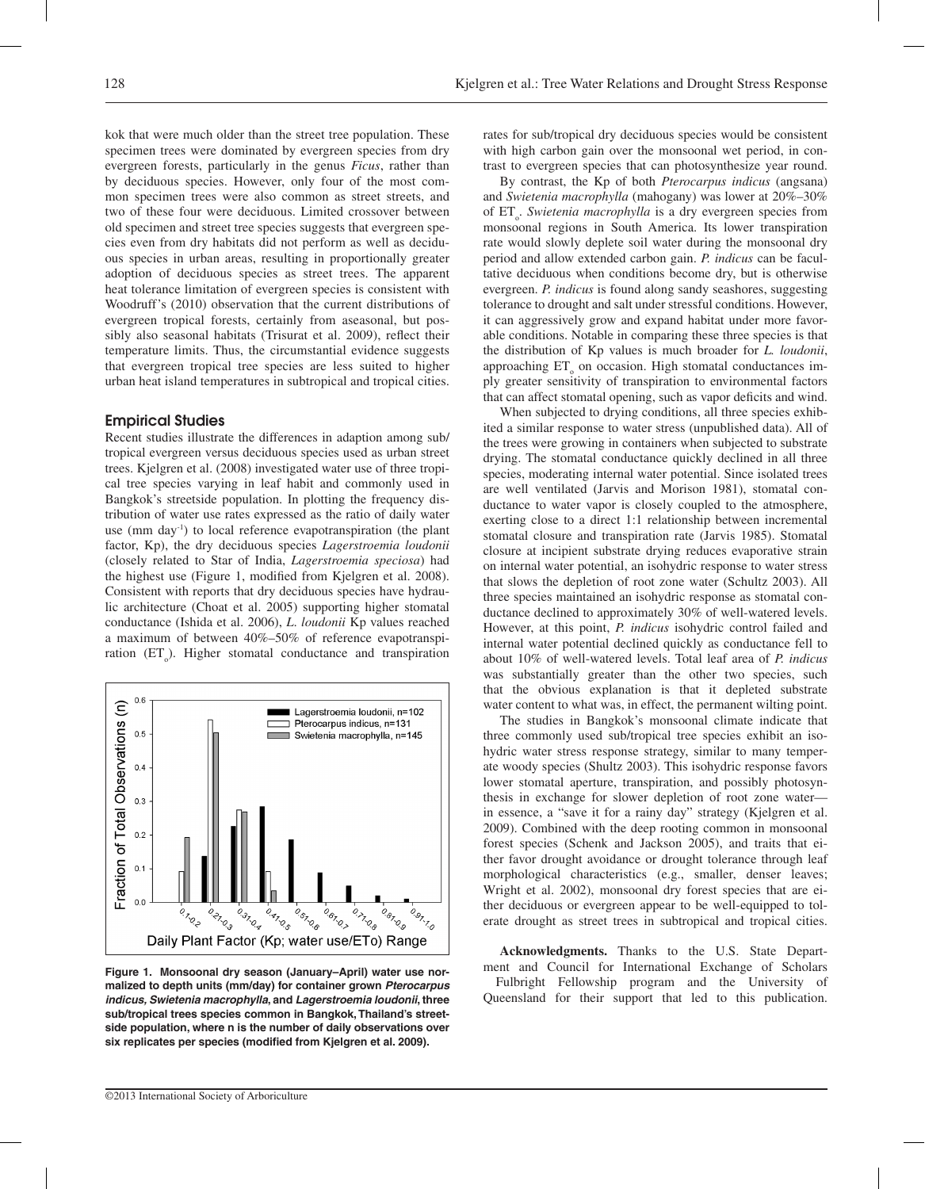kok that were much older than the street tree population. These specimen trees were dominated by evergreen species from dry evergreen forests, particularly in the genus *Ficus*, rather than by deciduous species. However, only four of the most common specimen trees were also common as street streets, and two of these four were deciduous. Limited crossover between old specimen and street tree species suggests that evergreen species even from dry habitats did not perform as well as deciduous species in urban areas, resulting in proportionally greater adoption of deciduous species as street trees. The apparent heat tolerance limitation of evergreen species is consistent with Woodruff's (2010) observation that the current distributions of evergreen tropical forests, certainly from aseasonal, but possibly also seasonal habitats (Trisurat et al. 2009), reflect their temperature limits. Thus, the circumstantial evidence suggests that evergreen tropical tree species are less suited to higher urban heat island temperatures in subtropical and tropical cities.

## Empirical Studies

Recent studies illustrate the differences in adaption among sub/tropical evergreen versus deciduous species used as urban street trees. Kjelgren et al. (2008) investigated water use of three tropical tree species varying in leaf habit and commonly used in Bangkok's streetside population. In plotting the frequency distribution of water use rates expressed as the ratio of daily water use (mm day$^{-1}$) to local reference evapotranspiration (the plant factor, Kp), the dry deciduous species *Lagerstroemia loudonii* (closely related to Star of India, *Lagerstroemia speciosa*) had the highest use (Figure 1, modified from Kjelgren et al. 2008). Consistent with reports that dry deciduous species have hydraulic architecture (Choat et al. 2005) supporting higher stomatal conductance (Ishida et al. 2006), *L. loudonii* Kp values reached a maximum of between 40%–50% of reference evapotranspiration ($ET_o$). Higher stomatal conductance and transpiration rates for sub/tropical dry deciduous species would be consistent with high carbon gain over the monsoonal wet period, in contrast to evergreen species that can photosynthesize year round.

Fraction of Total Observations (n)

0.0
0.1
0.2
0.3
0.4
0.5
0.6

Lagerstroemia loudonii, n=102
Pterocarpus indicus, n=131
Swietenia macrophylla, n=145

0.1-0.2
0.21-0.3
0.31-0.4
0.41-0.5
0.51-0.6
0.61-0.7
0.71-0.8
0.81-0.9
0.91-1.0

Daily Plant Factor (Kp; water use/ETo) Range

**Figure 1. Monsoonal dry season (January–April) water use normalized to depth units (mm/day) for container grown *Pterocarpus indicus, Swietenia macrophylla*, and *Lagerstroemia loudonii*, three sub/tropical trees species common in Bangkok, Thailand's streetside population, where n is the number of daily observations over six replicates per species (modified from Kjelgren et al. 2009).**

By contrast, the Kp of both *Pterocarpus indicus* (angsana) and *Swietenia macrophylla* (mahogany) was lower at 20%–30% of $ET_o$. *Swietenia macrophylla* is a dry evergreen species from monsoonal regions in South America. Its lower transpiration rate would slowly deplete soil water during the monsoonal dry period and allow extended carbon gain. *P. indicus* can be facultative deciduous when conditions become dry, but is otherwise evergreen. *P. indicus* is found along sandy seashores, suggesting tolerance to drought and salt under stressful conditions. However, it can aggressively grow and expand habitat under more favorable conditions. Notable in comparing these three species is that the distribution of Kp values is much broader for *L. loudonii*, approaching $ET_o$ on occasion. High stomatal conductances imply greater sensitivity of transpiration to environmental factors that can affect stomatal opening, such as vapor deficits and wind.

When subjected to drying conditions, all three species exhibited a similar response to water stress (unpublished data). All of the trees were growing in containers when subjected to substrate drying. The stomatal conductance quickly declined in all three species, moderating internal water potential. Since isolated trees are well ventilated (Jarvis and Morison 1981), stomatal conductance to water vapor is closely coupled to the atmosphere, exerting close to a direct 1:1 relationship between incremental stomatal closure and transpiration rate (Jarvis 1985). Stomatal closure at incipient substrate drying reduces evaporative strain on internal water potential, an isohydric response to water stress that slows the depletion of root zone water (Schultz 2003). All three species maintained an isohydric response as stomatal conductance declined to approximately 30% of well-watered levels. However, at this point, *P. indicus* isohydric control failed and internal water potential declined quickly as conductance fell to about 10% of well-watered levels. Total leaf area of *P. indicus* was substantially greater than the other two species, such that the obvious explanation is that it depleted substrate water content to what was, in effect, the permanent wilting point.

The studies in Bangkok's monsoonal climate indicate that three commonly used sub/tropical tree species exhibit an isohydric water stress response strategy, similar to many temperate woody species (Shultz 2003). This isohydric response favors lower stomatal aperture, transpiration, and possibly photosynthesis in exchange for slower depletion of root zone water—in essence, a "save it for a rainy day" strategy (Kjelgren et al. 2009). Combined with the deep rooting common in monsoonal forest species (Schenk and Jackson 2005), and traits that either favor drought avoidance or drought tolerance through leaf morphological characteristics (e.g., smaller, denser leaves; Wright et al. 2002), monsoonal dry forest species that are either deciduous or evergreen appear to be well-equipped to tolerate drought as street trees in subtropical and tropical cities.

**Acknowledgments.** Thanks to the U.S. State Department and Council for International Exchange of Scholars Fulbright Fellowship program and the University of Queensland for their support that led to this publication.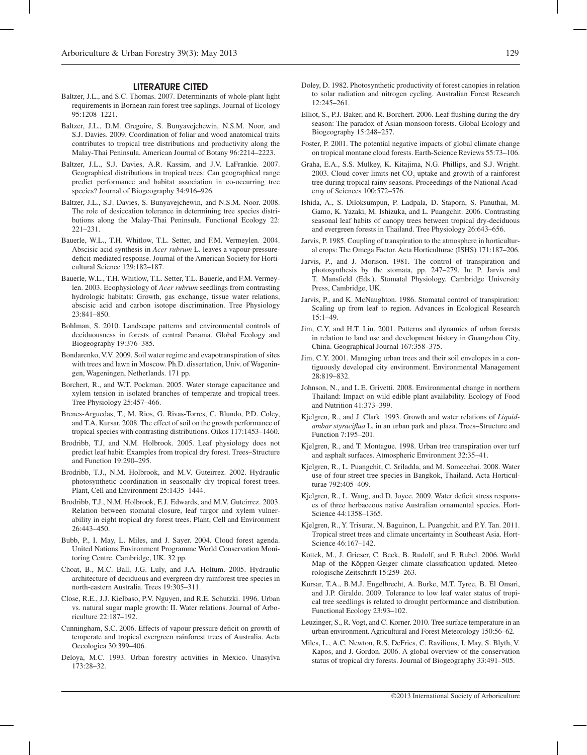## LITERATURE CITED

Baltzer, J.L., and S.C. Thomas. 2007. Determinants of whole-plant light requirements in Bornean rain forest tree saplings. Journal of Ecology 95:1208–1221.

Baltzer, J.L., D.M. Gregoire, S. Bunyavejchewin, N.S.M. Noor, and S.J. Davies. 2009. Coordination of foliar and wood anatomical traits contributes to tropical tree distributions and productivity along the Malay-Thai Peninsula. American Journal of Botany 96:2214–2223.

Baltzer, J.L., S.J. Davies, A.R. Kassim, and J.V. LaFrankie. 2007. Geographical distributions in tropical trees: Can geographical range predict performance and habitat association in co-occurring tree species? Journal of Biogeography 34:916–926.

Baltzer, J.L., S.J. Davies, S. Bunyavejchewin, and N.S.M. Noor. 2008. The role of desiccation tolerance in determining tree species distributions along the Malay-Thai Peninsula. Functional Ecology 22: 221–231.

Bauerle, W.L., T.H. Whitlow, T.L. Setter, and F.M. Vermeylen. 2004. Abscisic acid synthesis in *Acer rubrum* L. leaves a vapour-pressure-deficit-mediated response. Journal of the American Society for Horticultural Science 129:182–187.

Bauerle, W.L., T.H. Whitlow, T.L. Setter, T.L. Bauerle, and F.M. Vermeylen. 2003. Ecophysiology of *Acer rubrum* seedlings from contrasting hydrologic habitats: Growth, gas exchange, tissue water relations, abscisic acid and carbon isotope discrimination. Tree Physiology 23:841–850.

Bohlman, S. 2010. Landscape patterns and environmental controls of deciduousness in forests of central Panama. Global Ecology and Biogeography 19:376–385.

Bondarenko, V.V. 2009. Soil water regime and evapotranspiration of sites with trees and lawn in Moscow. Ph.D. dissertation, Univ. of Wageningen, Wageningen, Netherlands. 171 pp.

Borchert, R., and W.T. Pockman. 2005. Water storage capacitance and xylem tension in isolated branches of temperate and tropical trees. Tree Physiology 25:457–466.

Brenes-Arguedas, T., M. Rios, G. Rivas-Torres, C. Blundo, P.D. Coley, and T.A. Kursar. 2008. The effect of soil on the growth performance of tropical species with contrasting distributions. Oikos 117:1453–1460.

Brodribb, T.J, and N.M. Holbrook. 2005. Leaf physiology does not predict leaf habit: Examples from tropical dry forest. Trees–Structure and Function 19:290–295.

Brodribb, T.J., N.M. Holbrook, and M.V. Guteirrez. 2002. Hydraulic photosynthetic coordination in seasonally dry tropical forest trees. Plant, Cell and Environment 25:1435–1444.

Brodribb, T.J., N.M. Holbrook, E.J. Edwards, and M.V. Guteirrez. 2003. Relation between stomatal closure, leaf turgor and xylem vulnerability in eight tropical dry forest trees. Plant, Cell and Environment 26:443–450.

Bubb, P., I. May, L. Miles, and J. Sayer. 2004. Cloud forest agenda. United Nations Environment Programme World Conservation Monitoring Centre. Cambridge, UK. 32 pp.

Choat, B., M.C. Ball, J.G. Luly, and J.A. Holtum. 2005. Hydraulic architecture of deciduous and evergreen dry rainforest tree species in north-eastern Australia. Trees 19:305–311.

Close, R.E., J.J. Kielbaso, P.V. Nguyen, and R.E. Schutzki. 1996. Urban vs. natural sugar maple growth: II. Water relations. Journal of Arboriculture 22:187–192.

Cunningham, S.C. 2006. Effects of vapour pressure deficit on growth of temperate and tropical evergreen rainforest trees of Australia. Acta Oecologica 30:399–406.

Deloya, M.C. 1993. Urban forestry activities in Mexico. Unasylva 173:28–32.

Doley, D. 1982. Photosynthetic productivity of forest canopies in relation to solar radiation and nitrogen cycling. Australian Forest Research 12:245–261.

Elliot, S., P.J. Baker, and R. Borchert. 2006. Leaf flushing during the dry season: The paradox of Asian monsoon forests. Global Ecology and Biogeography 15:248–257.

Foster, P. 2001. The potential negative impacts of global climate change on tropical montane cloud forests. Earth-Science Reviews 55:73–106.

Graha, E.A., S.S. Mulkey, K. Kitajima, N.G. Phillips, and S.J. Wright. 2003. Cloud cover limits net $CO_2$ uptake and growth of a rainforest tree during tropical rainy seasons. Proceedings of the National Academy of Sciences 100:572–576.

Ishida, A., S. Diloksumpun, P. Ladpala, D. Staporn, S. Panuthai, M. Gamo, K. Yazaki, M. Ishizuka, and L. Puangchit. 2006. Contrasting seasonal leaf habits of canopy trees between tropical dry-deciduous and evergreen forests in Thailand. Tree Physiology 26:643–656.

Jarvis, P. 1985. Coupling of transpiration to the atmosphere in horticultural crops: The Omega Factor. Acta Horticulturae (ISHS) 171:187–206.

Jarvis, P., and J. Morison. 1981. The control of transpiration and photosynthesis by the stomata, pp. 247–279. In: P. Jarvis and T. Mansfield (Eds.). Stomatal Physiology. Cambridge University Press, Cambridge, UK.

Jarvis, P., and K. McNaughton. 1986. Stomatal control of transpiration: Scaling up from leaf to region. Advances in Ecological Research 15:1–49.

Jim, C.Y, and H.T. Liu. 2001. Patterns and dynamics of urban forests in relation to land use and development history in Guangzhou City, China. Geographical Journal 167:358–375.

Jim, C.Y. 2001. Managing urban trees and their soil envelopes in a contiguously developed city environment. Environmental Management 28:819–832.

Johnson, N., and L.E. Grivetti. 2008. Environmental change in northern Thailand: Impact on wild edible plant availability. Ecology of Food and Nutrition 41:373–399.

Kjelgren, R., and J. Clark. 1993. Growth and water relations of *Liquidambar styraciflua* L. in an urban park and plaza. Trees–Structure and Function 7:195–201.

Kjelgren, R., and T. Montague. 1998. Urban tree transpiration over turf and asphalt surfaces. Atmospheric Environment 32:35–41.

Kjelgren, R., L. Puangchit, C. Sriladda, and M. Someechai. 2008. Water use of four street tree species in Bangkok, Thailand. Acta Horticulturae 792:405–409.

Kjelgren, R., L. Wang, and D. Joyce. 2009. Water deficit stress responses of three herbaceous native Australian ornamental species. HortScience 44:1358–1365.

Kjelgren, R., Y. Trisurat, N. Baguinon, L. Puangchit, and P.Y. Tan. 2011. Tropical street trees and climate uncertainty in Southeast Asia. HortScience 46:167–142.

Kottek, M., J. Grieser, C. Beck, B. Rudolf, and F. Rubel. 2006. World Map of the Köppen-Geiger climate classification updated. Meteorologische Zeitschrift 15:259–263.

Kursar, T.A., B.M.J. Engelbrecht, A. Burke, M.T. Tyree, B. El Omari, and J.P. Giraldo. 2009. Tolerance to low leaf water status of tropical tree seedlings is related to drought performance and distribution. Functional Ecology 23:93–102.

Leuzinger, S., R. Vogt, and C. Korner. 2010. Tree surface temperature in an urban environment. Agricultural and Forest Meteorology 150:56–62.

Miles, L., A.C. Newton, R.S. DeFries, C. Ravilious, I. May, S. Blyth, V. Kapos, and J. Gordon. 2006. A global overview of the conservation status of tropical dry forests. Journal of Biogeography 33:491–505.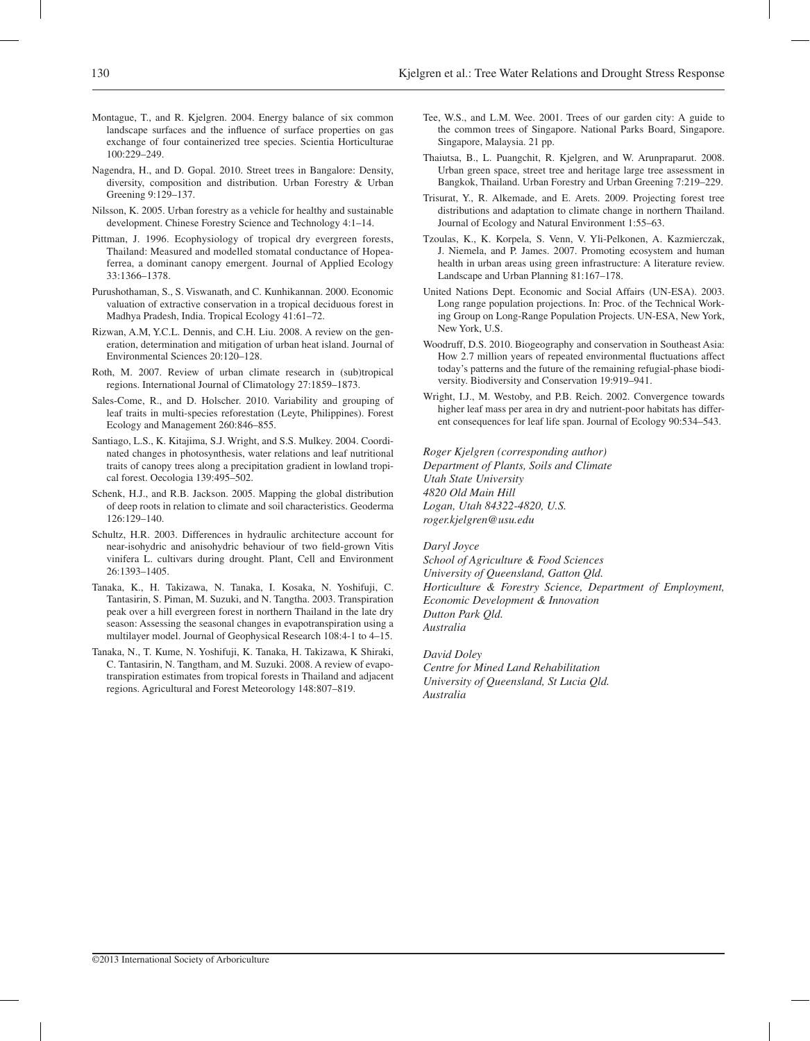Montague, T., and R. Kjelgren. 2004. Energy balance of six common landscape surfaces and the influence of surface properties on gas exchange of four containerized tree species. Scientia Horticulturae 100:229–249.

Nagendra, H., and D. Gopal. 2010. Street trees in Bangalore: Density, diversity, composition and distribution. Urban Forestry & Urban Greening 9:129–137.

Nilsson, K. 2005. Urban forestry as a vehicle for healthy and sustainable development. Chinese Forestry Science and Technology 4:1–14.

Pittman, J. 1996. Ecophysiology of tropical dry evergreen forests, Thailand: Measured and modelled stomatal conductance of Hopea­ferrea, a dominant canopy emergent. Journal of Applied Ecology 33:1366–1378.

Purushothaman, S., S. Viswanath, and C. Kunhikannan. 2000. Economic valuation of extractive conservation in a tropical deciduous forest in Madhya Pradesh, India. Tropical Ecology 41:61–72.

Rizwan, A.M, Y.C.L. Dennis, and C.H. Liu. 2008. A review on the generation, determination and mitigation of urban heat island. Journal of Environmental Sciences 20:120–128.

Roth, M. 2007. Review of urban climate research in (sub)tropical regions. International Journal of Climatology 27:1859–1873.

Sales-Come, R., and D. Holscher. 2010. Variability and grouping of leaf traits in multi-species reforestation (Leyte, Philippines). Forest Ecology and Management 260:846–855.

Santiago, L.S., K. Kitajima, S.J. Wright, and S.S. Mulkey. 2004. Coordinated changes in photosynthesis, water relations and leaf nutritional traits of canopy trees along a precipitation gradient in lowland tropical forest. Oecologia 139:495–502.

Schenk, H.J., and R.B. Jackson. 2005. Mapping the global distribution of deep roots in relation to climate and soil characteristics. Geoderma 126:129–140.

Schultz, H.R. 2003. Differences in hydraulic architecture account for near-isohydric and anisohydric behaviour of two field-grown Vitis vinifera L. cultivars during drought. Plant, Cell and Environment 26:1393–1405.

Tanaka, K., H. Takizawa, N. Tanaka, I. Kosaka, N. Yoshifuji, C. Tantasirin, S. Piman, M. Suzuki, and N. Tangtha. 2003. Transpiration peak over a hill evergreen forest in northern Thailand in the late dry season: Assessing the seasonal changes in evapotranspiration using a multilayer model. Journal of Geophysical Research 108:4-1 to 4–15.

Tanaka, N., T. Kume, N. Yoshifuji, K. Tanaka, H. Takizawa, K Shiraki, C. Tantasirin, N. Tangtham, and M. Suzuki. 2008. A review of evapotranspiration estimates from tropical forests in Thailand and adjacent regions. Agricultural and Forest Meteorology 148:807–819.

Tee, W.S., and L.M. Wee. 2001. Trees of our garden city: A guide to the common trees of Singapore. National Parks Board, Singapore. Singapore, Malaysia. 21 pp.

Thaiutsa, B., L. Puangchit, R. Kjelgren, and W. Arunpraparut. 2008. Urban green space, street tree and heritage large tree assessment in Bangkok, Thailand. Urban Forestry and Urban Greening 7:219–229.

Trisurat, Y., R. Alkemade, and E. Arets. 2009. Projecting forest tree distributions and adaptation to climate change in northern Thailand. Journal of Ecology and Natural Environment 1:55–63.

Tzoulas, K., K. Korpela, S. Venn, V. Yli-Pelkonen, A. Kazmierczak, J. Niemela, and P. James. 2007. Promoting ecosystem and human health in urban areas using green infrastructure: A literature review. Landscape and Urban Planning 81:167–178.

United Nations Dept. Economic and Social Affairs (UN-ESA). 2003. Long range population projections. In: Proc. of the Technical Working Group on Long-Range Population Projects. UN-ESA, New York, New York, U.S.

Woodruff, D.S. 2010. Biogeography and conservation in Southeast Asia: How 2.7 million years of repeated environmental fluctuations affect today's patterns and the future of the remaining refugial-phase biodiversity. Biodiversity and Conservation 19:919–941.

Wright, I.J., M. Westoby, and P.B. Reich. 2002. Convergence towards higher leaf mass per area in dry and nutrient-poor habitats has different consequences for leaf life span. Journal of Ecology 90:534–543.

*Roger Kjelgren (corresponding author)*
*Department of Plants, Soils and Climate*
*Utah State University*
*4820 Old Main Hill*
*Logan, Utah 84322-4820, U.S.*
*roger.kjelgren@usu.edu*

*Daryl Joyce*
*School of Agriculture & Food Sciences*
*University of Queensland, Gatton Qld.*
*Horticulture & Forestry Science, Department of Employment, Economic Development & Innovation*
*Dutton Park Qld.*
*Australia*

*David Doley*
*Centre for Mined Land Rehabilitation*
*University of Queensland, St Lucia Qld.*
*Australia*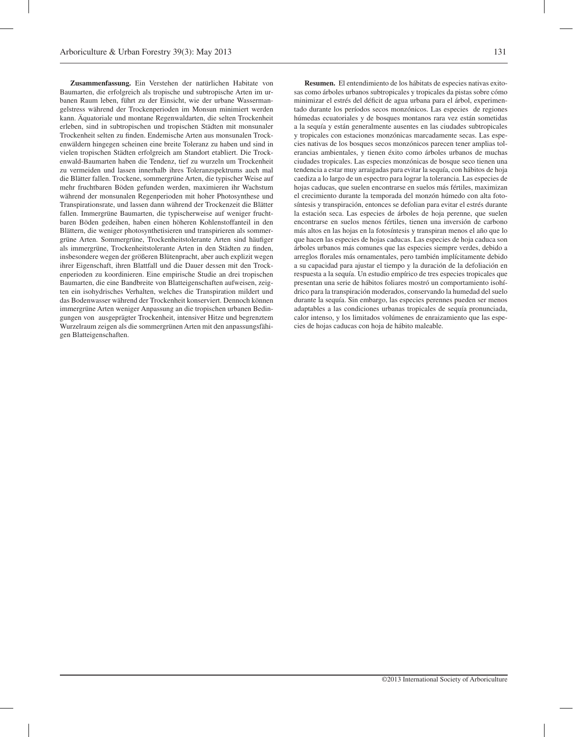**Zusammenfassung.** Ein Verstehen der natürlichen Habitate von Baumarten, die erfolgreich als tropische und subtropische Arten im urbanen Raum leben, führt zu der Einsicht, wie der urbane Wassermangelstress während der Trockenperioden im Monsun minimiert werden kann. Äquatoriale und montane Regenwaldarten, die selten Trockenheit erleben, sind in subtropischen und tropischen Städten mit monsunaler Trockenheit selten zu finden. Endemische Arten aus monsunalen Trockenwäldern hingegen scheinen eine breite Toleranz zu haben und sind in vielen tropischen Städten erfolgreich am Standort etabliert. Die Trockenwald-Baumarten haben die Tendenz, tief zu wurzeln um Trockenheit zu vermeiden und lassen innerhalb ihres Toleranzspektrums auch mal die Blätter fallen. Trockene, sommergrüne Arten, die typischer Weise auf mehr fruchtbaren Böden gefunden werden, maximieren ihr Wachstum während der monsunalen Regenperioden mit hoher Photosynthese und Transpirationsrate, und lassen dann während der Trockenzeit die Blätter fallen. Immergrüne Baumarten, die typischerweise auf weniger fruchtbaren Böden gedeihen, haben einen höheren Kohlenstoffanteil in den Blättern, die weniger photosynthetisieren und transpirieren als sommergrüne Arten. Sommergrüne, Trockenheitstolerante Arten sind häufiger als immergrüne, Trockenheitstolerante Arten in den Städten zu finden, insbesondere wegen der größeren Blütenpracht, aber auch explizit wegen ihrer Eigenschaft, ihren Blattfall und die Dauer dessen mit den Trockenperioden zu koordinieren. Eine empirische Studie an drei tropischen Baumarten, die eine Bandbreite von Blatteigenschaften aufweisen, zeigten ein isohydrisches Verhalten, welches die Transpiration mildert und das Bodenwasser während der Trockenheit konserviert. Dennoch können immergrüne Arten weniger Anpassung an die tropischen urbanen Bedingungen von ausgeprägter Trockenheit, intensiver Hitze und begrenztem Wurzelraum zeigen als die sommergrünen Arten mit den anpassungsfähigen Blatteigenschaften.

**Resumen.** El entendimiento de los hábitats de especies nativas exitosas como árboles urbanos subtropicales y tropicales da pistas sobre cómo minimizar el estrés del déficit de agua urbana para el árbol, experimentado durante los períodos secos monzónicos. Las especies de regiones húmedas ecuatoriales y de bosques montanos rara vez están sometidas a la sequía y están generalmente ausentes en las ciudades subtropicales y tropicales con estaciones monzónicas marcadamente secas. Las especies nativas de los bosques secos monzónicos parecen tener amplias tolerancias ambientales, y tienen éxito como árboles urbanos de muchas ciudades tropicales. Las especies monzónicas de bosque seco tienen una tendencia a estar muy arraigadas para evitar la sequía, con hábitos de hoja caediza a lo largo de un espectro para lograr la tolerancia. Las especies de hojas caducas, que suelen encontrarse en suelos más fértiles, maximizan el crecimiento durante la temporada del monzón húmedo con alta fotosíntesis y transpiración, entonces se defolian para evitar el estrés durante la estación seca. Las especies de árboles de hoja perenne, que suelen encontrarse en suelos menos fértiles, tienen una inversión de carbono más altos en las hojas en la fotosíntesis y transpiran menos el año que lo que hacen las especies de hojas caducas. Las especies de hoja caduca son árboles urbanos más comunes que las especies siempre verdes, debido a arreglos florales más ornamentales, pero también implícitamente debido a su capacidad para ajustar el tiempo y la duración de la defoliación en respuesta a la sequía. Un estudio empírico de tres especies tropicales que presentan una serie de hábitos foliares mostró un comportamiento isohídrico para la transpiración moderados, conservando la humedad del suelo durante la sequía. Sin embargo, las especies perennes pueden ser menos adaptables a las condiciones urbanas tropicales de sequía pronunciada, calor intenso, y los limitados volúmenes de enraizamiento que las especies de hojas caducas con hoja de hábito maleable.